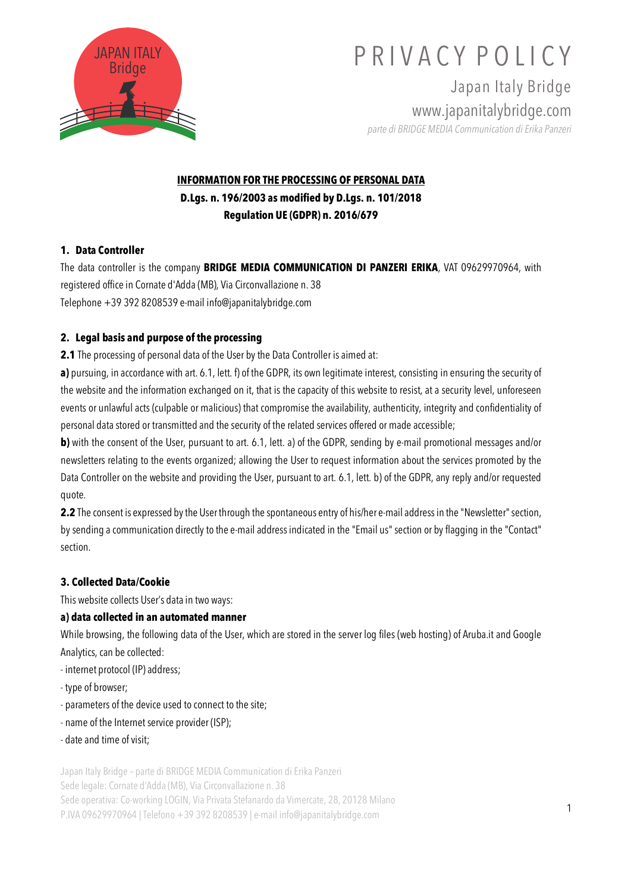# PRIVACY POLICY

Japan Italy Bridge
www.japanitalybridge.com
*parte di BRIDGE MEDIA Communication di Erika Panzeri*

**INFORMATION FOR THE PROCESSING OF PERSONAL DATA**
**D.Lgs. n. 196/2003 as modified by D.Lgs. n. 101/2018**
**Regulation UE (GDPR) n. 2016/679**

## 1. Data Controller

The data controller is the company **BRIDGE MEDIA COMMUNICATION DI PANZERI ERIKA**, VAT 09629970964, with registered office in Cornate d'Adda (MB), Via Circonvallazione n. 38
Telephone +39 392 8208539 e-mail info@japanitalybridge.com

## 2. Legal basis and purpose of the processing

**2.1** The processing of personal data of the User by the Data Controller is aimed at:

**a)** pursuing, in accordance with art. 6.1, lett. f) of the GDPR, its own legitimate interest, consisting in ensuring the security of the website and the information exchanged on it, that is the capacity of this website to resist, at a security level, unforeseen events or unlawful acts (culpable or malicious) that compromise the availability, authenticity, integrity and confidentiality of personal data stored or transmitted and the security of the related services offered or made accessible;

**b)** with the consent of the User, pursuant to art. 6.1, lett. a) of the GDPR, sending by e-mail promotional messages and/or newsletters relating to the events organized; allowing the User to request information about the services promoted by the Data Controller on the website and providing the User, pursuant to art. 6.1, lett. b) of the GDPR, any reply and/or requested quote.

**2.2** The consent is expressed by the User through the spontaneous entry of his/her e-mail address in the "Newsletter" section, by sending a communication directly to the e-mail address indicated in the "Email us" section or by flagging in the "Contact" section.

## 3. Collected Data/Cookie

This website collects User's data in two ways:

### a) data collected in an automated manner

While browsing, the following data of the User, which are stored in the server log files (web hosting) of Aruba.it and Google Analytics, can be collected:

- internet protocol (IP) address;
- type of browser;
- parameters of the device used to connect to the site;
- name of the Internet service provider (ISP);
- date and time of visit;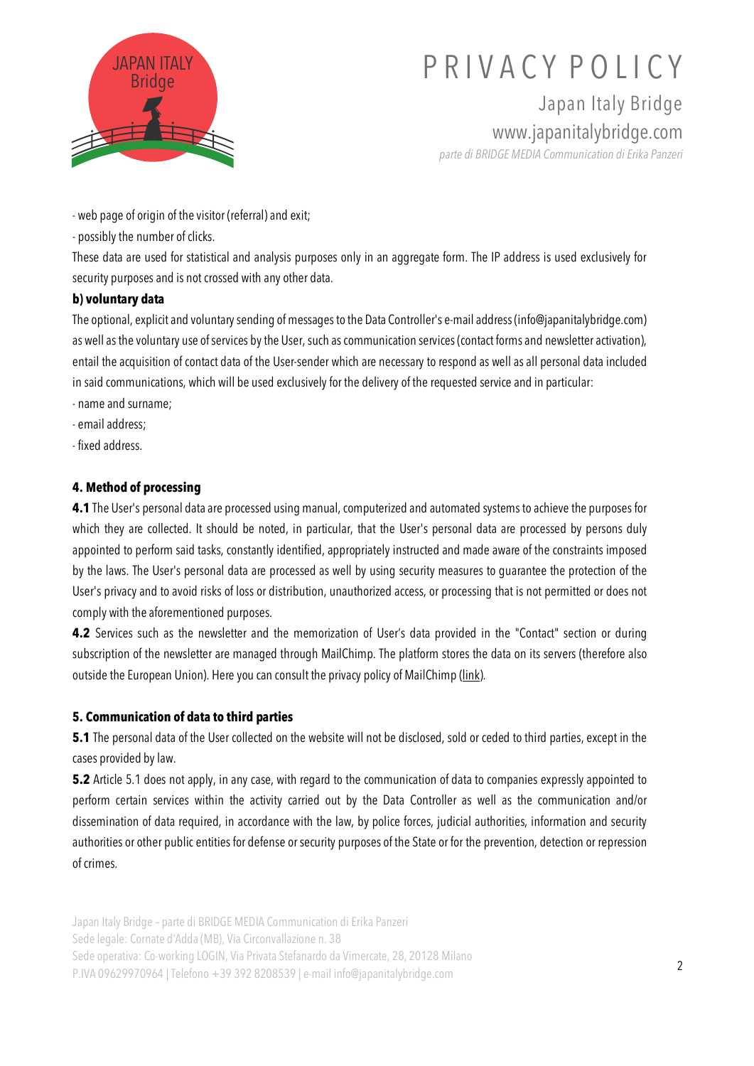- web page of origin of the visitor (referral) and exit;

- possibly the number of clicks.

These data are used for statistical and analysis purposes only in an aggregate form. The IP address is used exclusively for security purposes and is not crossed with any other data.

**b) voluntary data**

The optional, explicit and voluntary sending of messages to the Data Controller's e-mail address (info@japanitalybridge.com) as well as the voluntary use of services by the User, such as communication services (contact forms and newsletter activation), entail the acquisition of contact data of the User-sender which are necessary to respond as well as all personal data included in said communications, which will be used exclusively for the delivery of the requested service and in particular:

- name and surname;
- email address;
- fixed address.

### 4. Method of processing

**4.1** The User's personal data are processed using manual, computerized and automated systems to achieve the purposes for which they are collected. It should be noted, in particular, that the User's personal data are processed by persons duly appointed to perform said tasks, constantly identified, appropriately instructed and made aware of the constraints imposed by the laws. The User's personal data are processed as well by using security measures to guarantee the protection of the User's privacy and to avoid risks of loss or distribution, unauthorized access, or processing that is not permitted or does not comply with the aforementioned purposes.

**4.2** Services such as the newsletter and the memorization of User's data provided in the "Contact" section or during subscription of the newsletter are managed through MailChimp. The platform stores the data on its servers (therefore also outside the European Union). Here you can consult the privacy policy of MailChimp (link).

### 5. Communication of data to third parties

**5.1** The personal data of the User collected on the website will not be disclosed, sold or ceded to third parties, except in the cases provided by law.

**5.2** Article 5.1 does not apply, in any case, with regard to the communication of data to companies expressly appointed to perform certain services within the activity carried out by the Data Controller as well as the communication and/or dissemination of data required, in accordance with the law, by police forces, judicial authorities, information and security authorities or other public entities for defense or security purposes of the State or for the prevention, detection or repression of crimes.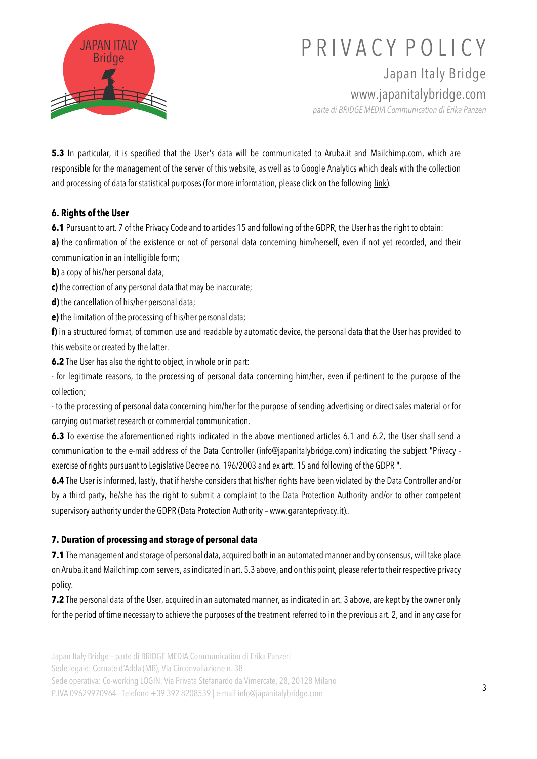**5.3** In particular, it is specified that the User's data will be communicated to Aruba.it and Mailchimp.com, which are responsible for the management of the server of this website, as well as to Google Analytics which deals with the collection and processing of data for statistical purposes (for more information, please click on the following link).

## 6. Rights of the User

**6.1** Pursuant to art. 7 of the Privacy Code and to articles 15 and following of the GDPR, the User has the right to obtain:

**a)** the confirmation of the existence or not of personal data concerning him/herself, even if not yet recorded, and their communication in an intelligible form;

**b)** a copy of his/her personal data;

**c)** the correction of any personal data that may be inaccurate;

**d)** the cancellation of his/her personal data;

**e)** the limitation of the processing of his/her personal data;

**f)** in a structured format, of common use and readable by automatic device, the personal data that the User has provided to this website or created by the latter.

**6.2** The User has also the right to object, in whole or in part:

- for legitimate reasons, to the processing of personal data concerning him/her, even if pertinent to the purpose of the collection;

- to the processing of personal data concerning him/her for the purpose of sending advertising or direct sales material or for carrying out market research or commercial communication.

**6.3** To exercise the aforementioned rights indicated in the above mentioned articles 6.1 and 6.2, the User shall send a communication to the e-mail address of the Data Controller (info@japanitalybridge.com) indicating the subject "Privacy - exercise of rights pursuant to Legislative Decree no. 196/2003 and ex artt. 15 and following of the GDPR ".

**6.4** The User is informed, lastly, that if he/she considers that his/her rights have been violated by the Data Controller and/or by a third party, he/she has the right to submit a complaint to the Data Protection Authority and/or to other competent supervisory authority under the GDPR (Data Protection Authority – www.garanteprivacy.it)..

## 7. Duration of processing and storage of personal data

**7.1** The management and storage of personal data, acquired both in an automated manner and by consensus, will take place on Aruba.it and Mailchimp.com servers, as indicated in art. 5.3 above, and on this point, please refer to their respective privacy policy.

**7.2** The personal data of the User, acquired in an automated manner, as indicated in art. 3 above, are kept by the owner only for the period of time necessary to achieve the purposes of the treatment referred to in the previous art. 2, and in any case for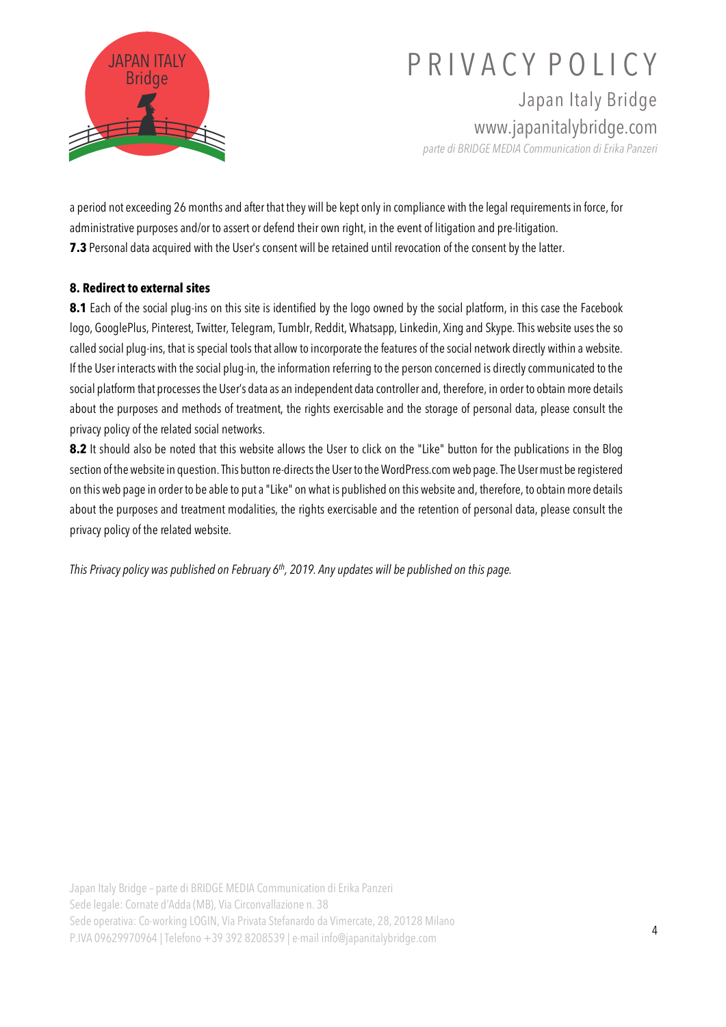a period not exceeding 26 months and after that they will be kept only in compliance with the legal requirements in force, for administrative purposes and/or to assert or defend their own right, in the event of litigation and pre-litigation.

**7.3** Personal data acquired with the User's consent will be retained until revocation of the consent by the latter.

### 8. Redirect to external sites

**8.1** Each of the social plug-ins on this site is identified by the logo owned by the social platform, in this case the Facebook logo, GooglePlus, Pinterest, Twitter, Telegram, Tumblr, Reddit, Whatsapp, Linkedin, Xing and Skype. This website uses the so called social plug-ins, that is special tools that allow to incorporate the features of the social network directly within a website. If the User interacts with the social plug-in, the information referring to the person concerned is directly communicated to the social platform that processes the User's data as an independent data controller and, therefore, in order to obtain more details about the purposes and methods of treatment, the rights exercisable and the storage of personal data, please consult the privacy policy of the related social networks.

**8.2** It should also be noted that this website allows the User to click on the "Like" button for the publications in the Blog section of the website in question. This button re-directs the User to the WordPress.com web page. The User must be registered on this web page in order to be able to put a "Like" on what is published on this website and, therefore, to obtain more details about the purposes and treatment modalities, the rights exercisable and the retention of personal data, please consult the privacy policy of the related website.

*This Privacy policy was published on February 6th, 2019. Any updates will be published on this page.*